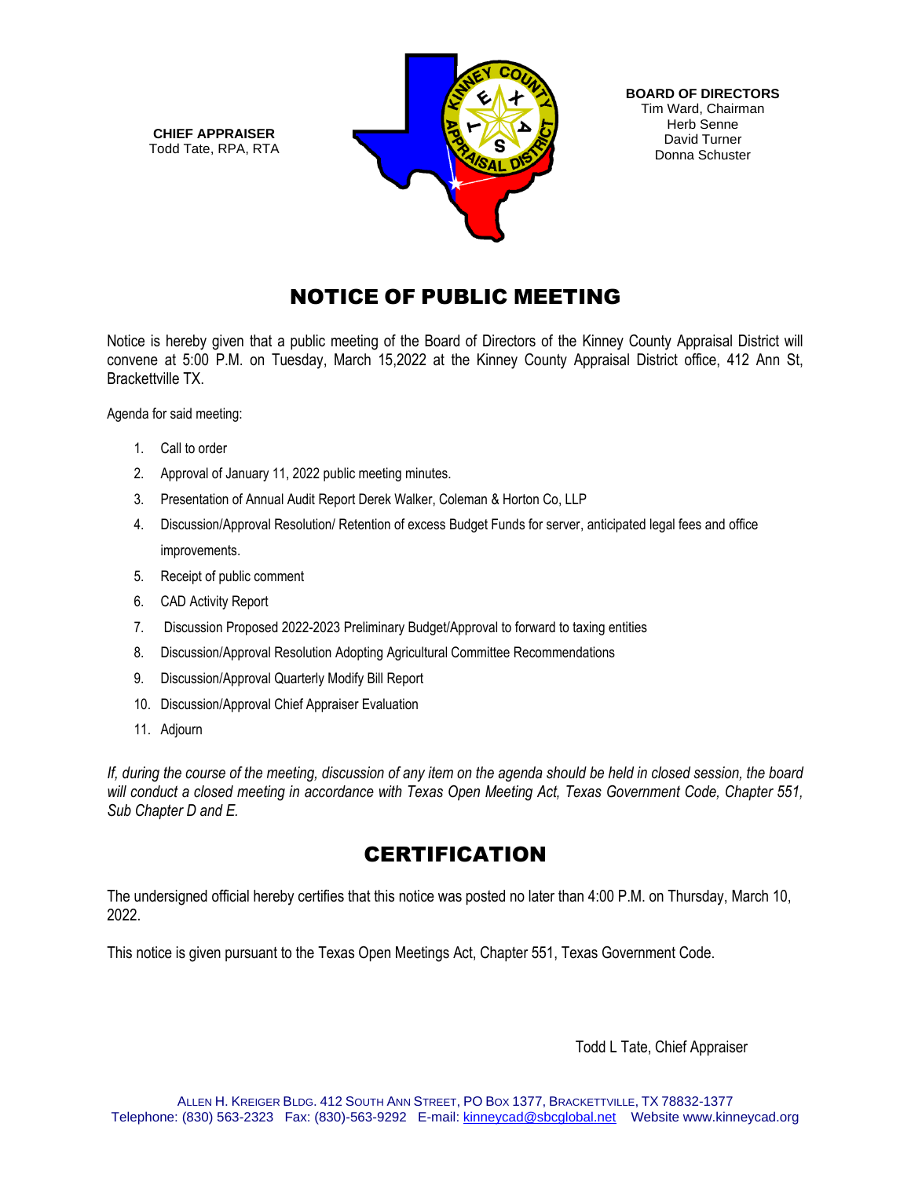**CHIEF APPRAISER**
Todd Tate, RPA, RTA

**BOARD OF DIRECTORS**
Tim Ward, Chairman
Herb Senne
David Turner
Donna Schuster

# NOTICE OF PUBLIC MEETING

Notice is hereby given that a public meeting of the Board of Directors of the Kinney County Appraisal District will convene at 5:00 P.M. on Tuesday, March 15,2022 at the Kinney County Appraisal District office, 412 Ann St, Brackettville TX.

Agenda for said meeting:

1. Call to order
2. Approval of January 11, 2022 public meeting minutes.
3. Presentation of Annual Audit Report Derek Walker, Coleman & Horton Co, LLP
4. Discussion/Approval Resolution/ Retention of excess Budget Funds for server, anticipated legal fees and office improvements.
5. Receipt of public comment
6. CAD Activity Report
7. Discussion Proposed 2022-2023 Preliminary Budget/Approval to forward to taxing entities
8. Discussion/Approval Resolution Adopting Agricultural Committee Recommendations
9. Discussion/Approval Quarterly Modify Bill Report
10. Discussion/Approval Chief Appraiser Evaluation
11. Adjourn

*If, during the course of the meeting, discussion of any item on the agenda should be held in closed session, the board will conduct a closed meeting in accordance with Texas Open Meeting Act, Texas Government Code, Chapter 551, Sub Chapter D and E.*

# CERTIFICATION

The undersigned official hereby certifies that this notice was posted no later than 4:00 P.M. on Thursday, March 10, 2022.

This notice is given pursuant to the Texas Open Meetings Act, Chapter 551, Texas Government Code.

Todd L Tate, Chief Appraiser

ALLEN H. KREIGER BLDG. 412 SOUTH ANN STREET, PO BOX 1377, BRACKETTVILLE, TX 78832-1377
Telephone: (830) 563-2323 Fax: (830)-563-9292 E-mail: kinneycad@sbcglobal.net Website www.kinneycad.org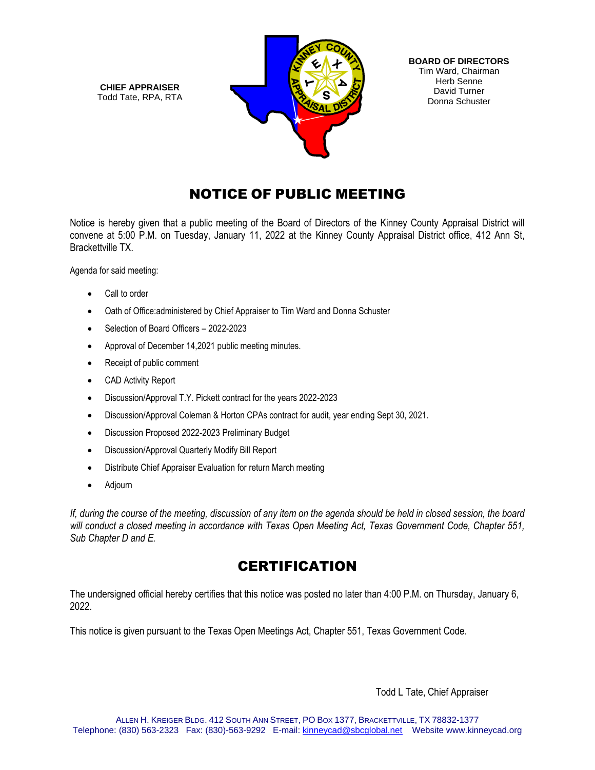**CHIEF APPRAISER**
Todd Tate, RPA, RTA

**BOARD OF DIRECTORS**
Tim Ward, Chairman
Herb Senne
David Turner
Donna Schuster

# NOTICE OF PUBLIC MEETING

Notice is hereby given that a public meeting of the Board of Directors of the Kinney County Appraisal District will convene at 5:00 P.M. on Tuesday, January 11, 2022 at the Kinney County Appraisal District office, 412 Ann St, Brackettville TX.

Agenda for said meeting:

- Call to order
- Oath of Office:administered by Chief Appraiser to Tim Ward and Donna Schuster
- Selection of Board Officers – 2022-2023
- Approval of December 14,2021 public meeting minutes.
- Receipt of public comment
- CAD Activity Report
- Discussion/Approval T.Y. Pickett contract for the years 2022-2023
- Discussion/Approval Coleman & Horton CPAs contract for audit, year ending Sept 30, 2021.
- Discussion Proposed 2022-2023 Preliminary Budget
- Discussion/Approval Quarterly Modify Bill Report
- Distribute Chief Appraiser Evaluation for return March meeting
- Adjourn

*If, during the course of the meeting, discussion of any item on the agenda should be held in closed session, the board will conduct a closed meeting in accordance with Texas Open Meeting Act, Texas Government Code, Chapter 551, Sub Chapter D and E.*

# CERTIFICATION

The undersigned official hereby certifies that this notice was posted no later than 4:00 P.M. on Thursday, January 6, 2022.

This notice is given pursuant to the Texas Open Meetings Act, Chapter 551, Texas Government Code.

Todd L Tate, Chief Appraiser

ALLEN H. KREIGER BLDG. 412 SOUTH ANN STREET, PO BOX 1377, BRACKETTVILLE, TX 78832-1377
Telephone: (830) 563-2323 Fax: (830)-563-9292 E-mail: kinneycad@sbcglobal.net Website www.kinneycad.org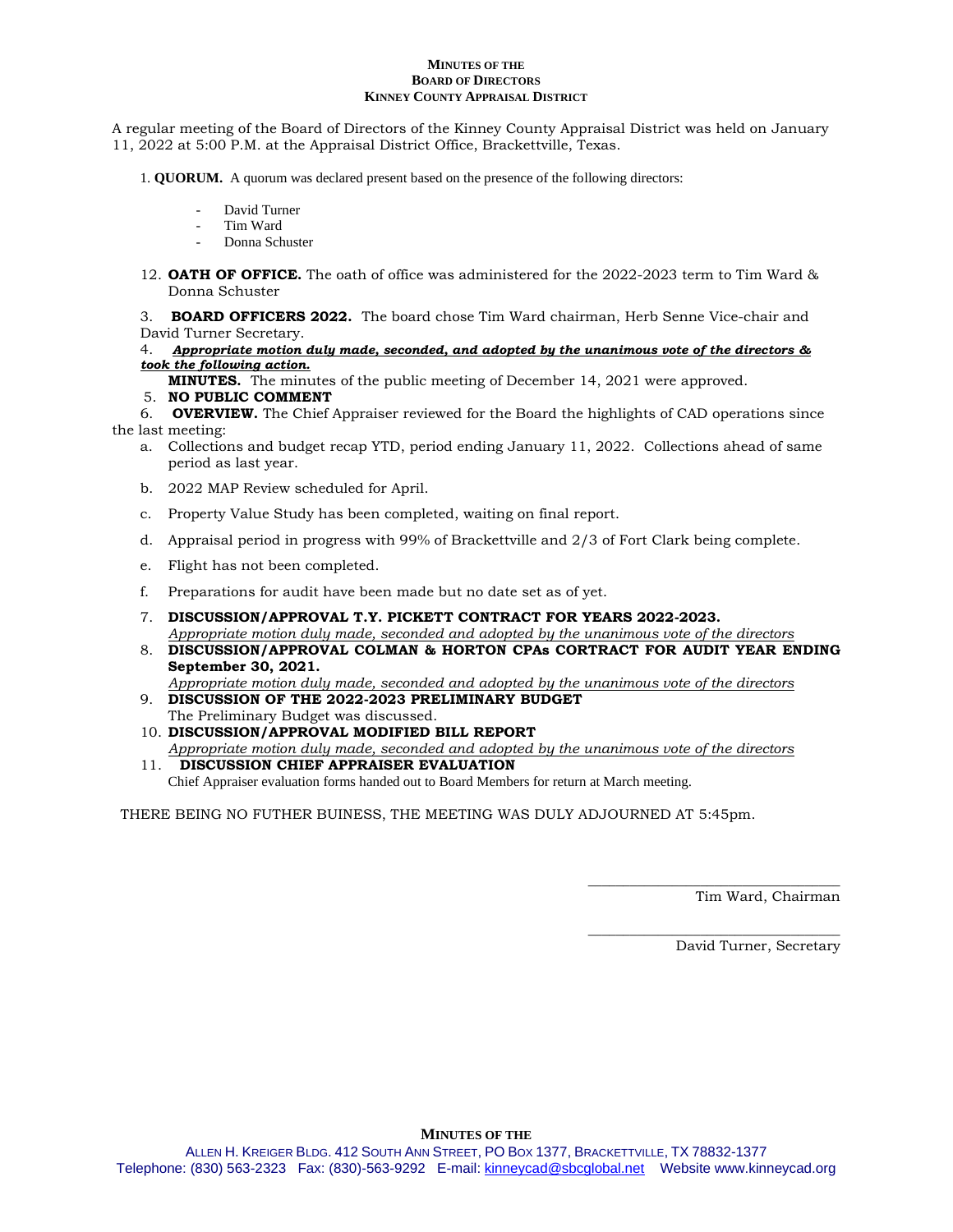**MINUTES OF THE**
**BOARD OF DIRECTORS**
**KINNEY COUNTY APPRAISAL DISTRICT**

A regular meeting of the Board of Directors of the Kinney County Appraisal District was held on January 11, 2022 at 5:00 P.M. at the Appraisal District Office, Brackettville, Texas.

1. **QUORUM.** A quorum was declared present based on the presence of the following directors:

   - David Turner
   - Tim Ward
   - Donna Schuster

12. **OATH OF OFFICE.** The oath of office was administered for the 2022-2023 term to Tim Ward & Donna Schuster

3. **BOARD OFFICERS 2022.** The board chose Tim Ward chairman, Herb Senne Vice-chair and David Turner Secretary.

4. ***Appropriate motion duly made, seconded, and adopted by the unanimous vote of the directors & took the following action.***

   **MINUTES.** The minutes of the public meeting of December 14, 2021 were approved.

5. **NO PUBLIC COMMENT**

6. **OVERVIEW.** The Chief Appraiser reviewed for the Board the highlights of CAD operations since the last meeting:

   a. Collections and budget recap YTD, period ending January 11, 2022. Collections ahead of same period as last year.

   b. 2022 MAP Review scheduled for April.

   c. Property Value Study has been completed, waiting on final report.

   d. Appraisal period in progress with 99% of Brackettville and 2/3 of Fort Clark being complete.

   e. Flight has not been completed.

   f. Preparations for audit have been made but no date set as of yet.

7. **DISCUSSION/APPROVAL T.Y. PICKETT CONTRACT FOR YEARS 2022-2023.**
   *Appropriate motion duly made, seconded and adopted by the unanimous vote of the directors*

8. **DISCUSSION/APPROVAL COLMAN & HORTON CPAs CORTRACT FOR AUDIT YEAR ENDING September 30, 2021.**
   *Appropriate motion duly made, seconded and adopted by the unanimous vote of the directors*

9. **DISCUSSION OF THE 2022-2023 PRELIMINARY BUDGET**
   The Preliminary Budget was discussed.

10. **DISCUSSION/APPROVAL MODIFIED BILL REPORT**
    *Appropriate motion duly made, seconded and adopted by the unanimous vote of the directors*

11. **DISCUSSION CHIEF APPRAISER EVALUATION**
    Chief Appraiser evaluation forms handed out to Board Members for return at March meeting.

THERE BEING NO FUTHER BUINESS, THE MEETING WAS DULY ADJOURNED AT 5:45pm.

\_\_\_\_\_\_\_\_\_\_\_\_\_\_\_\_\_\_\_\_\_\_\_\_\_\_\_\_\_\_
Tim Ward, Chairman

\_\_\_\_\_\_\_\_\_\_\_\_\_\_\_\_\_\_\_\_\_\_\_\_\_\_\_\_\_\_
David Turner, Secretary

**MINUTES OF THE**
ALLEN H. KREIGER BLDG. 412 SOUTH ANN STREET, PO BOX 1377, BRACKETTVILLE, TX 78832-1377
Telephone: (830) 563-2323 Fax: (830)-563-9292 E-mail: kinneycad@sbcglobal.net Website www.kinneycad.org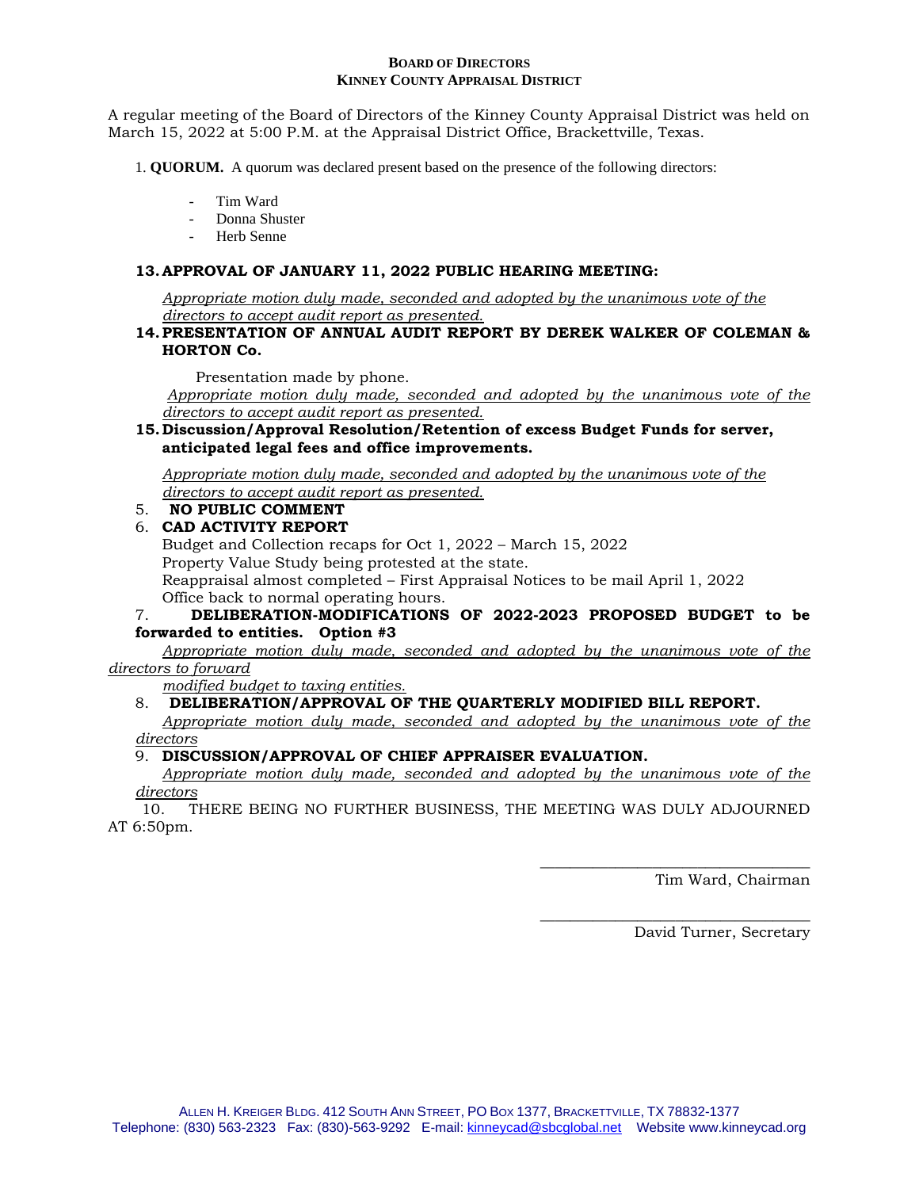**BOARD OF DIRECTORS**
**KINNEY COUNTY APPRAISAL DISTRICT**

A regular meeting of the Board of Directors of the Kinney County Appraisal District was held on March 15, 2022 at 5:00 P.M. at the Appraisal District Office, Brackettville, Texas.

1. **QUORUM.** A quorum was declared present based on the presence of the following directors:

   - Tim Ward
   - Donna Shuster
   - Herb Senne

13. **APPROVAL OF JANUARY 11, 2022 PUBLIC HEARING MEETING:**

    *Appropriate motion duly made, seconded and adopted by the unanimous vote of the directors to accept audit report as presented.*

14. **PRESENTATION OF ANNUAL AUDIT REPORT BY DEREK WALKER OF COLEMAN & HORTON Co.**

    Presentation made by phone.
    *Appropriate motion duly made, seconded and adopted by the unanimous vote of the directors to accept audit report as presented.*

15. **Discussion/Approval Resolution/Retention of excess Budget Funds for server, anticipated legal fees and office improvements.**

    *Appropriate motion duly made, seconded and adopted by the unanimous vote of the directors to accept audit report as presented.*

5. **NO PUBLIC COMMENT**
6. **CAD ACTIVITY REPORT**
   Budget and Collection recaps for Oct 1, 2022 – March 15, 2022
   Property Value Study being protested at the state.
   Reappraisal almost completed – First Appraisal Notices to be mail April 1, 2022
   Office back to normal operating hours.
7. **DELIBERATION-MODIFICATIONS OF 2022-2023 PROPOSED BUDGET to be forwarded to entities. Option #3**
   *Appropriate motion duly made, seconded and adopted by the unanimous vote of the directors to forward modified budget to taxing entities.*
8. **DELIBERATION/APPROVAL OF THE QUARTERLY MODIFIED BILL REPORT.**
   *Appropriate motion duly made, seconded and adopted by the unanimous vote of the directors*
9. **DISCUSSION/APPROVAL OF CHIEF APPRAISER EVALUATION.**
   *Appropriate motion duly made, seconded and adopted by the unanimous vote of the directors*
10. THERE BEING NO FURTHER BUSINESS, THE MEETING WAS DULY ADJOURNED AT 6:50pm.

\_\_\_\_\_\_\_\_\_\_\_\_\_\_\_\_\_\_\_\_\_\_\_\_\_\_\_\_\_\_\_\_\_\_
Tim Ward, Chairman

\_\_\_\_\_\_\_\_\_\_\_\_\_\_\_\_\_\_\_\_\_\_\_\_\_\_\_\_\_\_\_\_\_\_
David Turner, Secretary

ALLEN H. KREIGER BLDG. 412 SOUTH ANN STREET, PO BOX 1377, BRACKETTVILLE, TX 78832-1377
Telephone: (830) 563-2323 Fax: (830)-563-9292 E-mail: kinneycad@sbcglobal.net Website www.kinneycad.org